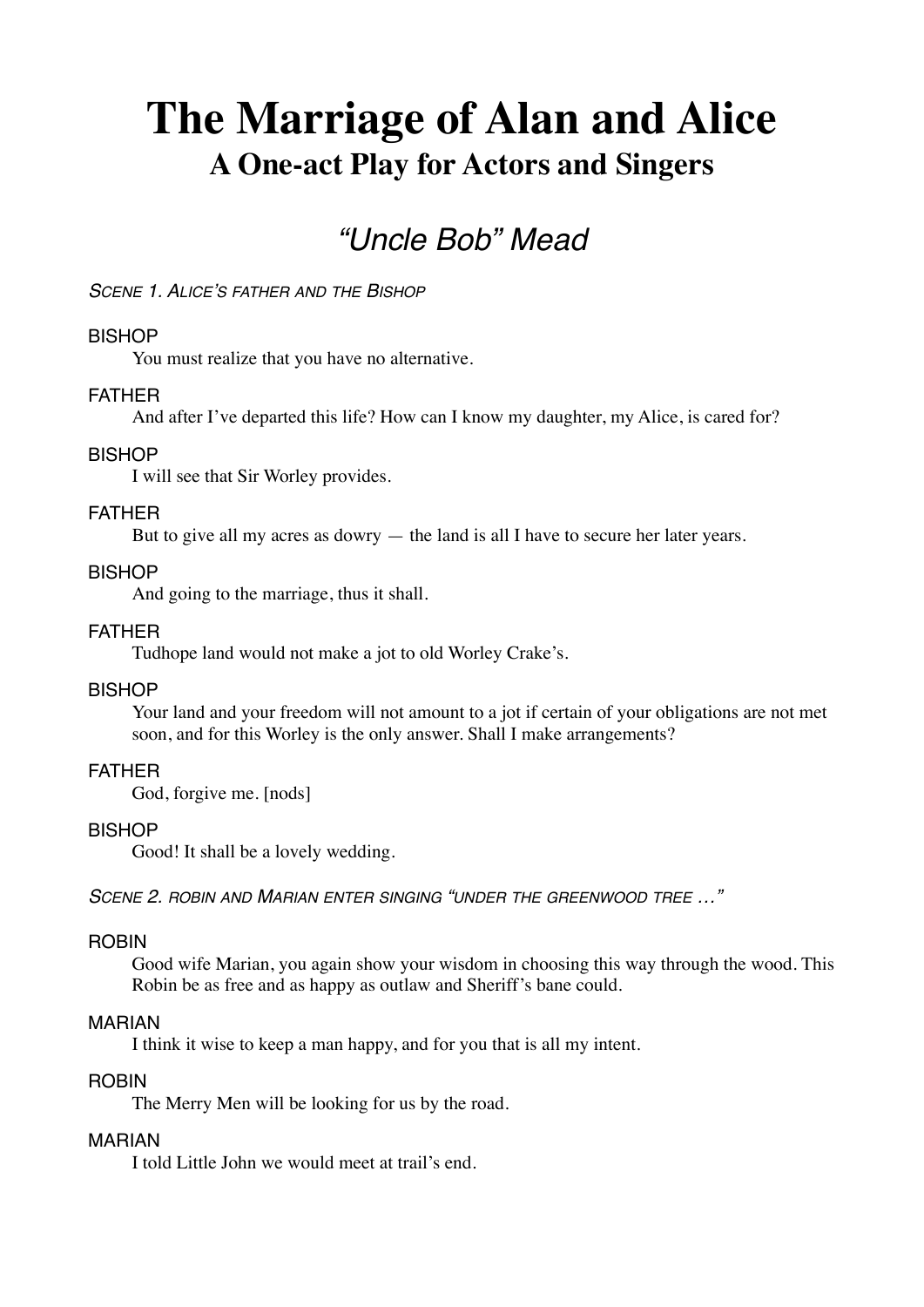# The Marriage of Alan and Alice

## A One-act Play for Actors and Singers

### *"Uncle Bob" Mead*

*SCENE 1. ALICE'S FATHER AND THE BISHOP*

BISHOP
: You must realize that you have no alternative.

FATHER
: And after I've departed this life? How can I know my daughter, my Alice, is cared for?

BISHOP
: I will see that Sir Worley provides.

FATHER
: But to give all my acres as dowry — the land is all I have to secure her later years.

BISHOP
: And going to the marriage, thus it shall.

FATHER
: Tudhope land would not make a jot to old Worley Crake's.

BISHOP
: Your land and your freedom will not amount to a jot if certain of your obligations are not met soon, and for this Worley is the only answer. Shall I make arrangements?

FATHER
: God, forgive me. [nods]

BISHOP
: Good! It shall be a lovely wedding.

*SCENE 2. ROBIN AND MARIAN ENTER SINGING "UNDER THE GREENWOOD TREE …"*

ROBIN
: Good wife Marian, you again show your wisdom in choosing this way through the wood. This Robin be as free and as happy as outlaw and Sheriff's bane could.

MARIAN
: I think it wise to keep a man happy, and for you that is all my intent.

ROBIN
: The Merry Men will be looking for us by the road.

MARIAN
: I told Little John we would meet at trail's end.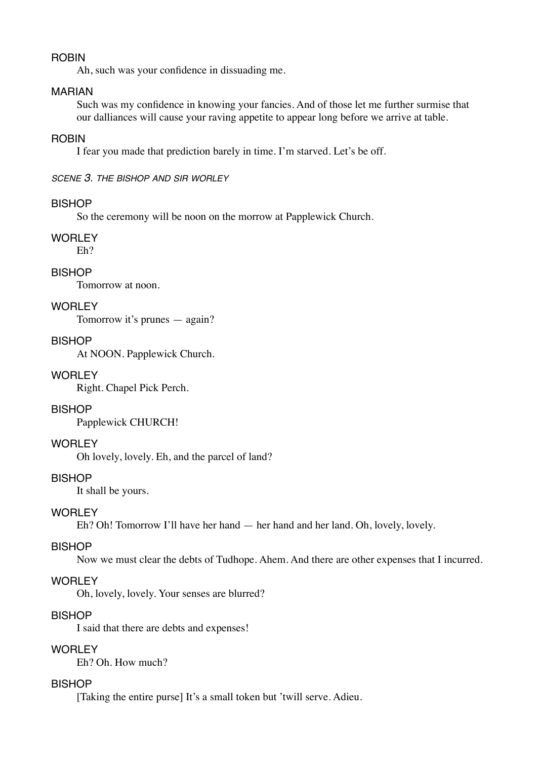ROBIN

Ah, such was your confidence in dissuading me.

MARIAN

Such was my confidence in knowing your fancies. And of those let me further surmise that our dalliances will cause your raving appetite to appear long before we arrive at table.

ROBIN

I fear you made that prediction barely in time. I'm starved. Let's be off.

*SCENE 3. THE BISHOP AND SIR WORLEY*

BISHOP

So the ceremony will be noon on the morrow at Papplewick Church.

WORLEY

Eh?

BISHOP

Tomorrow at noon.

WORLEY

Tomorrow it's prunes — again?

BISHOP

At NOON. Papplewick Church.

WORLEY

Right. Chapel Pick Perch.

BISHOP

Papplewick CHURCH!

WORLEY

Oh lovely, lovely. Eh, and the parcel of land?

BISHOP

It shall be yours.

WORLEY

Eh? Oh! Tomorrow I'll have her hand — her hand and her land. Oh, lovely, lovely.

BISHOP

Now we must clear the debts of Tudhope. Ahem. And there are other expenses that I incurred.

WORLEY

Oh, lovely, lovely. Your senses are blurred?

BISHOP

I said that there are debts and expenses!

WORLEY

Eh? Oh. How much?

BISHOP

[Taking the entire purse] It's a small token but 'twill serve. Adieu.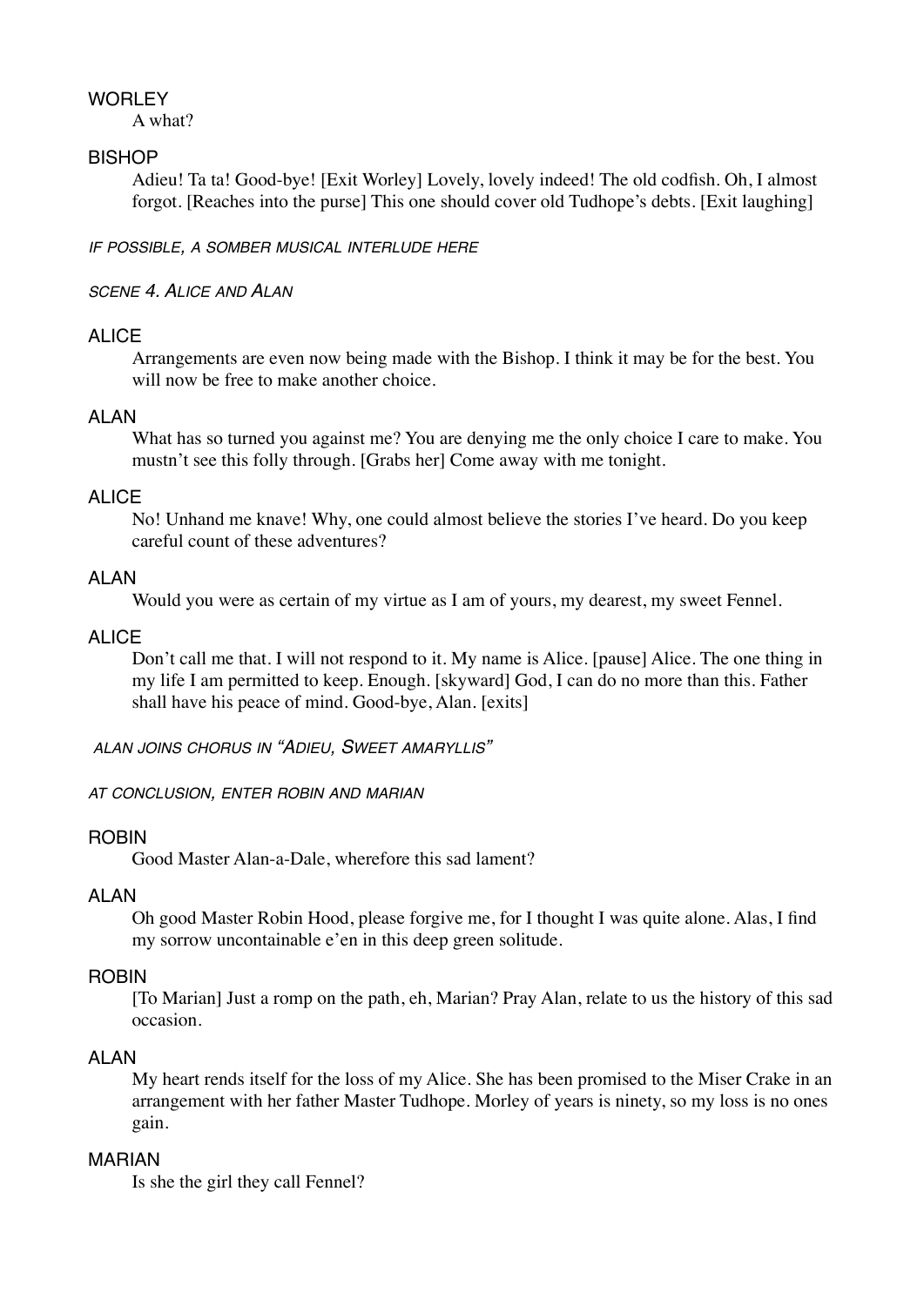WORLEY

A what?

BISHOP

Adieu! Ta ta! Good-bye! [Exit Worley] Lovely, lovely indeed! The old codfish. Oh, I almost forgot. [Reaches into the purse] This one should cover old Tudhope's debts. [Exit laughing]

*IF POSSIBLE, A SOMBER MUSICAL INTERLUDE HERE*

*SCENE 4. ALICE AND ALAN*

ALICE

Arrangements are even now being made with the Bishop. I think it may be for the best. You will now be free to make another choice.

ALAN

What has so turned you against me? You are denying me the only choice I care to make. You mustn't see this folly through. [Grabs her] Come away with me tonight.

ALICE

No! Unhand me knave! Why, one could almost believe the stories I've heard. Do you keep careful count of these adventures?

ALAN

Would you were as certain of my virtue as I am of yours, my dearest, my sweet Fennel.

ALICE

Don't call me that. I will not respond to it. My name is Alice. [pause] Alice. The one thing in my life I am permitted to keep. Enough. [skyward] God, I can do no more than this. Father shall have his peace of mind. Good-bye, Alan. [exits]

*ALAN JOINS CHORUS IN "ADIEU, SWEET AMARYLLIS"*

*AT CONCLUSION, ENTER ROBIN AND MARIAN*

ROBIN

Good Master Alan-a-Dale, wherefore this sad lament?

ALAN

Oh good Master Robin Hood, please forgive me, for I thought I was quite alone. Alas, I find my sorrow uncontainable e'en in this deep green solitude.

ROBIN

[To Marian] Just a romp on the path, eh, Marian? Pray Alan, relate to us the history of this sad occasion.

ALAN

My heart rends itself for the loss of my Alice. She has been promised to the Miser Crake in an arrangement with her father Master Tudhope. Morley of years is ninety, so my loss is no ones gain.

MARIAN

Is she the girl they call Fennel?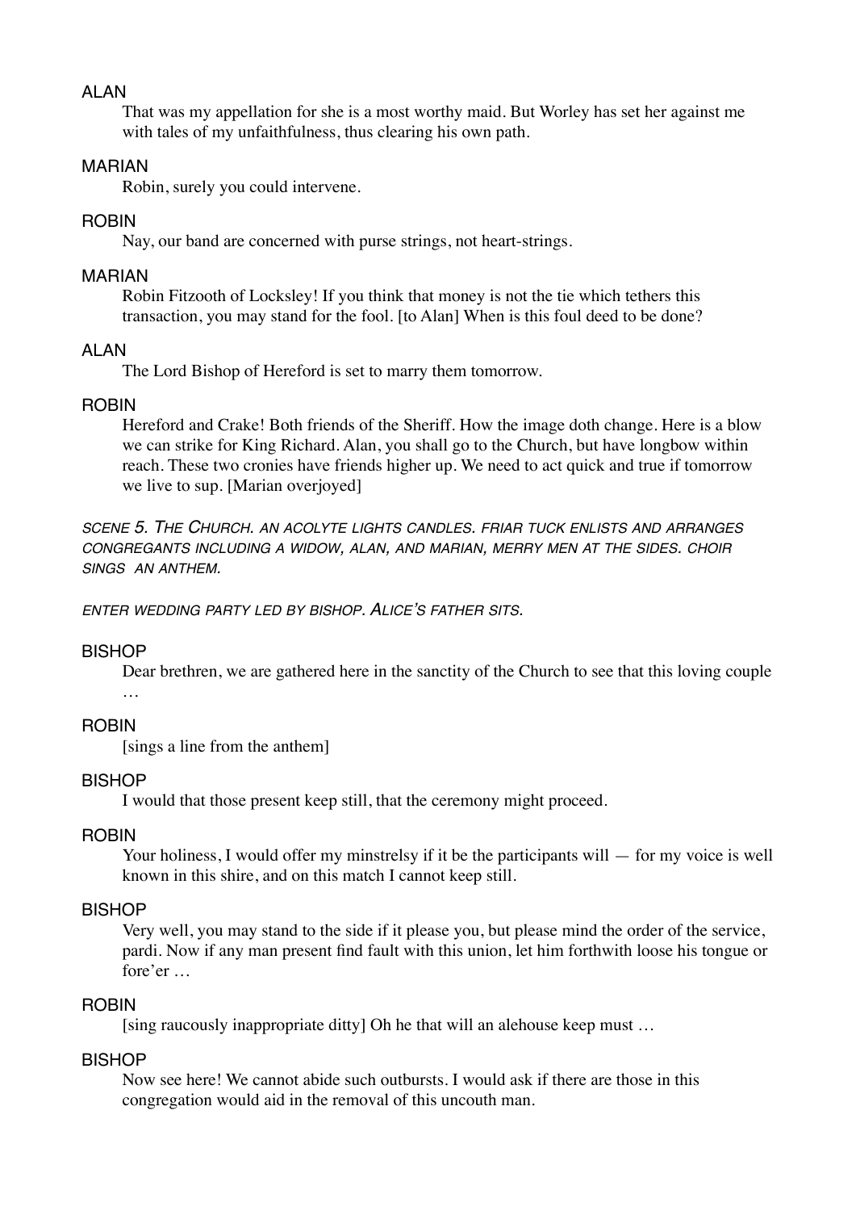ALAN

That was my appellation for she is a most worthy maid. But Worley has set her against me with tales of my unfaithfulness, thus clearing his own path.

MARIAN

Robin, surely you could intervene.

ROBIN

Nay, our band are concerned with purse strings, not heart-strings.

MARIAN

Robin Fitzooth of Locksley! If you think that money is not the tie which tethers this transaction, you may stand for the fool. [to Alan] When is this foul deed to be done?

ALAN

The Lord Bishop of Hereford is set to marry them tomorrow.

ROBIN

Hereford and Crake! Both friends of the Sheriff. How the image doth change. Here is a blow we can strike for King Richard. Alan, you shall go to the Church, but have longbow within reach. These two cronies have friends higher up. We need to act quick and true if tomorrow we live to sup. [Marian overjoyed]

*SCENE 5. THE CHURCH. AN ACOLYTE LIGHTS CANDLES. FRIAR TUCK ENLISTS AND ARRANGES CONGREGANTS INCLUDING A WIDOW, ALAN, AND MARIAN, MERRY MEN AT THE SIDES. CHOIR SINGS AN ANTHEM.*

*ENTER WEDDING PARTY LED BY BISHOP. ALICE'S FATHER SITS.*

BISHOP

Dear brethren, we are gathered here in the sanctity of the Church to see that this loving couple …

ROBIN

[sings a line from the anthem]

BISHOP

I would that those present keep still, that the ceremony might proceed.

ROBIN

Your holiness, I would offer my minstrelsy if it be the participants will — for my voice is well known in this shire, and on this match I cannot keep still.

BISHOP

Very well, you may stand to the side if it please you, but please mind the order of the service, pardi. Now if any man present find fault with this union, let him forthwith loose his tongue or fore'er …

ROBIN

[sing raucously inappropriate ditty] Oh he that will an alehouse keep must …

BISHOP

Now see here! We cannot abide such outbursts. I would ask if there are those in this congregation would aid in the removal of this uncouth man.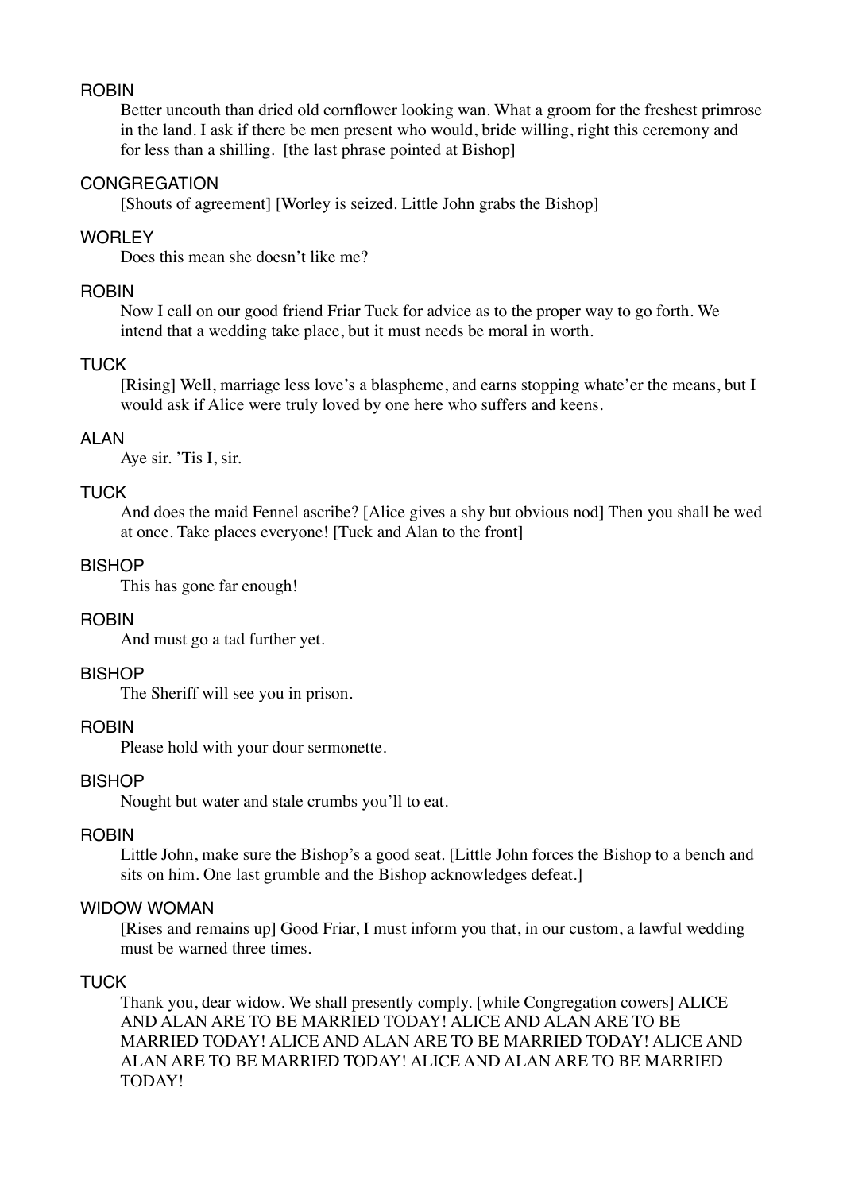ROBIN

Better uncouth than dried old cornflower looking wan. What a groom for the freshest primrose in the land. I ask if there be men present who would, bride willing, right this ceremony and for less than a shilling. [the last phrase pointed at Bishop]

CONGREGATION

[Shouts of agreement] [Worley is seized. Little John grabs the Bishop]

WORLEY

Does this mean she doesn't like me?

ROBIN

Now I call on our good friend Friar Tuck for advice as to the proper way to go forth. We intend that a wedding take place, but it must needs be moral in worth.

TUCK

[Rising] Well, marriage less love's a blaspheme, and earns stopping whate'er the means, but I would ask if Alice were truly loved by one here who suffers and keens.

ALAN

Aye sir. 'Tis I, sir.

TUCK

And does the maid Fennel ascribe? [Alice gives a shy but obvious nod] Then you shall be wed at once. Take places everyone! [Tuck and Alan to the front]

BISHOP

This has gone far enough!

ROBIN

And must go a tad further yet.

BISHOP

The Sheriff will see you in prison.

ROBIN

Please hold with your dour sermonette.

BISHOP

Nought but water and stale crumbs you'll to eat.

ROBIN

Little John, make sure the Bishop's a good seat. [Little John forces the Bishop to a bench and sits on him. One last grumble and the Bishop acknowledges defeat.]

WIDOW WOMAN

[Rises and remains up] Good Friar, I must inform you that, in our custom, a lawful wedding must be warned three times.

TUCK

Thank you, dear widow. We shall presently comply. [while Congregation cowers] ALICE AND ALAN ARE TO BE MARRIED TODAY! ALICE AND ALAN ARE TO BE MARRIED TODAY! ALICE AND ALAN ARE TO BE MARRIED TODAY! ALICE AND ALAN ARE TO BE MARRIED TODAY! ALICE AND ALAN ARE TO BE MARRIED TODAY!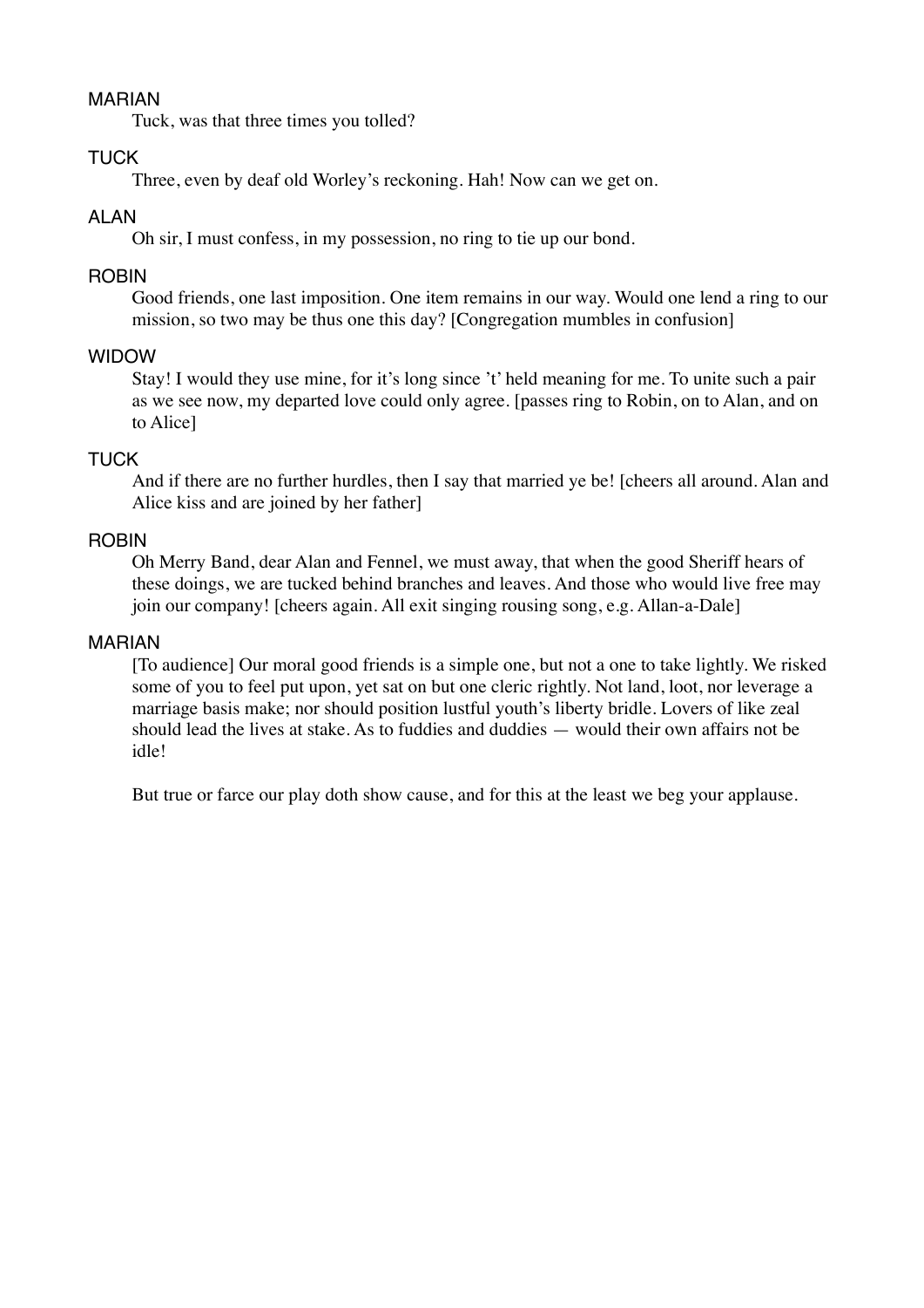MARIAN

Tuck, was that three times you tolled?

TUCK

Three, even by deaf old Worley's reckoning. Hah! Now can we get on.

ALAN

Oh sir, I must confess, in my possession, no ring to tie up our bond.

ROBIN

Good friends, one last imposition. One item remains in our way. Would one lend a ring to our mission, so two may be thus one this day? [Congregation mumbles in confusion]

WIDOW

Stay! I would they use mine, for it's long since 't' held meaning for me. To unite such a pair as we see now, my departed love could only agree. [passes ring to Robin, on to Alan, and on to Alice]

TUCK

And if there are no further hurdles, then I say that married ye be! [cheers all around. Alan and Alice kiss and are joined by her father]

ROBIN

Oh Merry Band, dear Alan and Fennel, we must away, that when the good Sheriff hears of these doings, we are tucked behind branches and leaves. And those who would live free may join our company! [cheers again. All exit singing rousing song, e.g. Allan-a-Dale]

MARIAN

[To audience] Our moral good friends is a simple one, but not a one to take lightly. We risked some of you to feel put upon, yet sat on but one cleric rightly. Not land, loot, nor leverage a marriage basis make; nor should position lustful youth's liberty bridle. Lovers of like zeal should lead the lives at stake. As to fuddies and duddies — would their own affairs not be idle!

But true or farce our play doth show cause, and for this at the least we beg your applause.